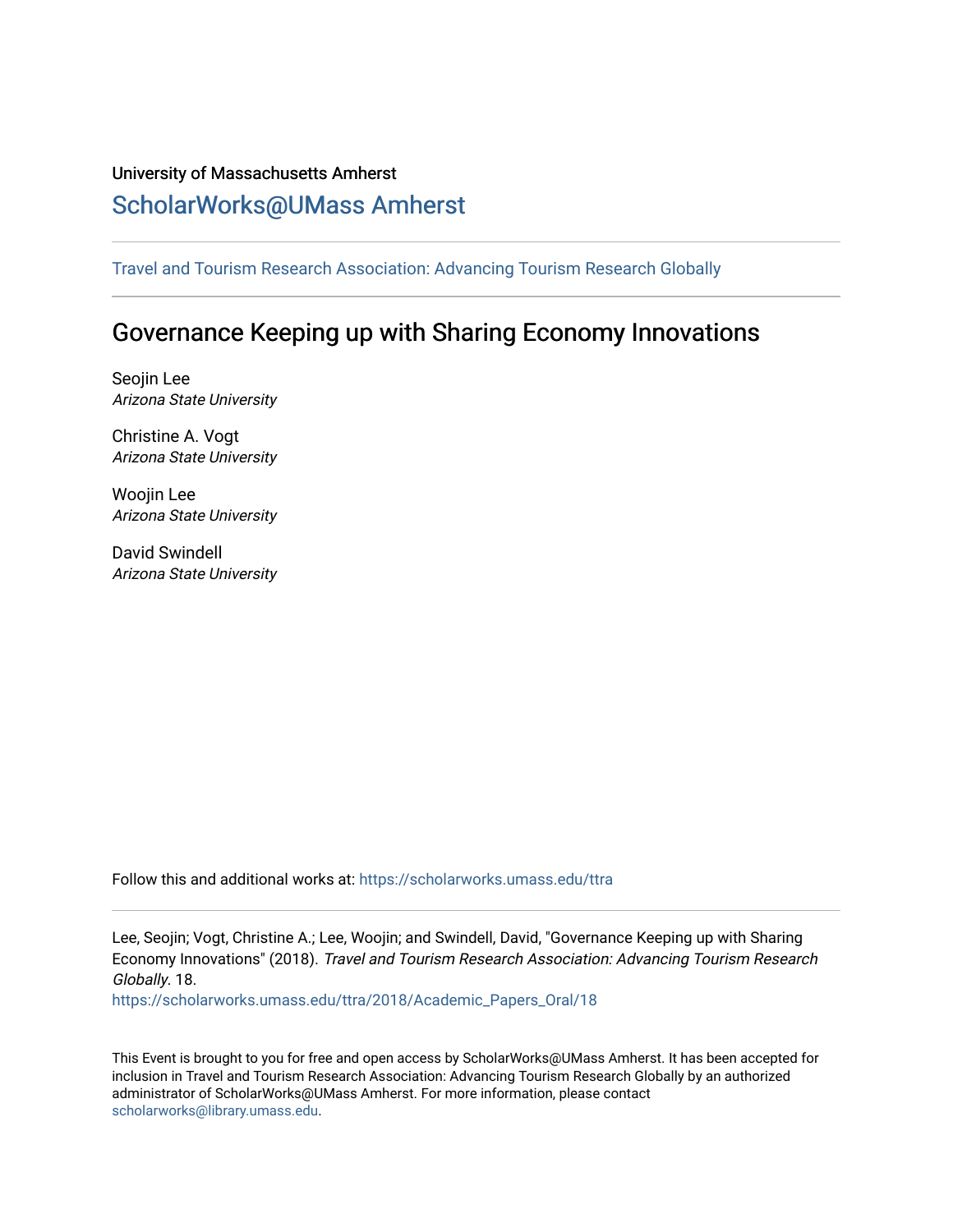University of Massachusetts Amherst

## ScholarWorks@UMass Amherst

Travel and Tourism Research Association: Advancing Tourism Research Globally

# Governance Keeping up with Sharing Economy Innovations

Seojin Lee
*Arizona State University*

Christine A. Vogt
*Arizona State University*

Woojin Lee
*Arizona State University*

David Swindell
*Arizona State University*

Follow this and additional works at: https://scholarworks.umass.edu/ttra

Lee, Seojin; Vogt, Christine A.; Lee, Woojin; and Swindell, David, "Governance Keeping up with Sharing Economy Innovations" (2018). *Travel and Tourism Research Association: Advancing Tourism Research Globally*. 18.
https://scholarworks.umass.edu/ttra/2018/Academic_Papers_Oral/18

This Event is brought to you for free and open access by ScholarWorks@UMass Amherst. It has been accepted for inclusion in Travel and Tourism Research Association: Advancing Tourism Research Globally by an authorized administrator of ScholarWorks@UMass Amherst. For more information, please contact scholarworks@library.umass.edu.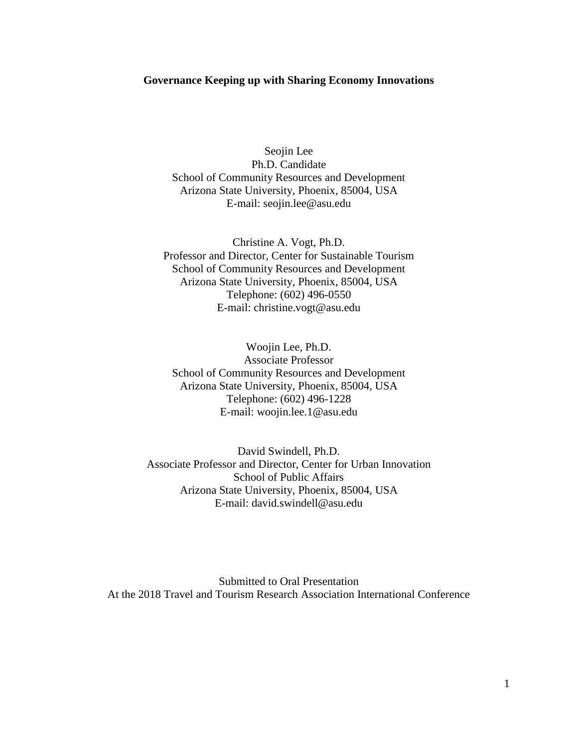**Governance Keeping up with Sharing Economy Innovations**

Seojin Lee  
Ph.D. Candidate  
School of Community Resources and Development  
Arizona State University, Phoenix, 85004, USA  
E-mail: seojin.lee@asu.edu

Christine A. Vogt, Ph.D.  
Professor and Director, Center for Sustainable Tourism  
School of Community Resources and Development  
Arizona State University, Phoenix, 85004, USA  
Telephone: (602) 496-0550  
E-mail: christine.vogt@asu.edu

Woojin Lee, Ph.D.  
Associate Professor  
School of Community Resources and Development  
Arizona State University, Phoenix, 85004, USA  
Telephone: (602) 496-1228  
E-mail: woojin.lee.1@asu.edu

David Swindell, Ph.D.  
Associate Professor and Director, Center for Urban Innovation  
School of Public Affairs  
Arizona State University, Phoenix, 85004, USA  
E-mail: david.swindell@asu.edu

Submitted to Oral Presentation  
At the 2018 Travel and Tourism Research Association International Conference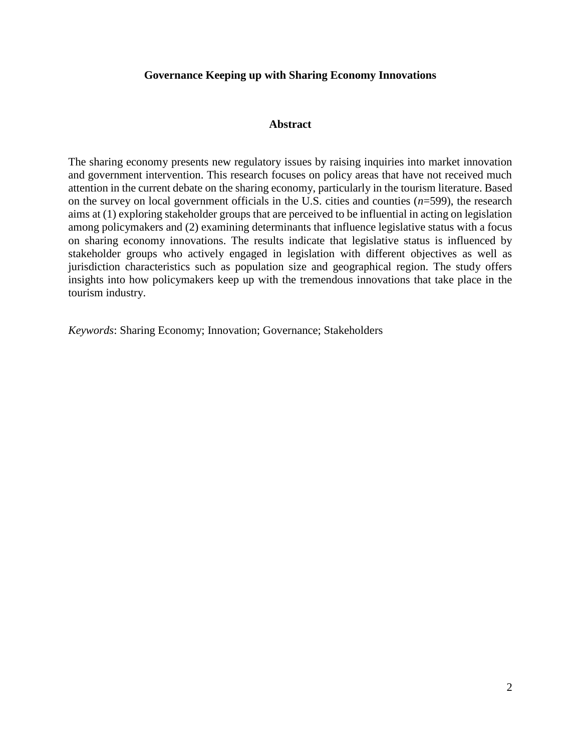**Governance Keeping up with Sharing Economy Innovations**

**Abstract**

The sharing economy presents new regulatory issues by raising inquiries into market innovation and government intervention. This research focuses on policy areas that have not received much attention in the current debate on the sharing economy, particularly in the tourism literature. Based on the survey on local government officials in the U.S. cities and counties (*n*=599), the research aims at (1) exploring stakeholder groups that are perceived to be influential in acting on legislation among policymakers and (2) examining determinants that influence legislative status with a focus on sharing economy innovations. The results indicate that legislative status is influenced by stakeholder groups who actively engaged in legislation with different objectives as well as jurisdiction characteristics such as population size and geographical region. The study offers insights into how policymakers keep up with the tremendous innovations that take place in the tourism industry.

*Keywords*: Sharing Economy; Innovation; Governance; Stakeholders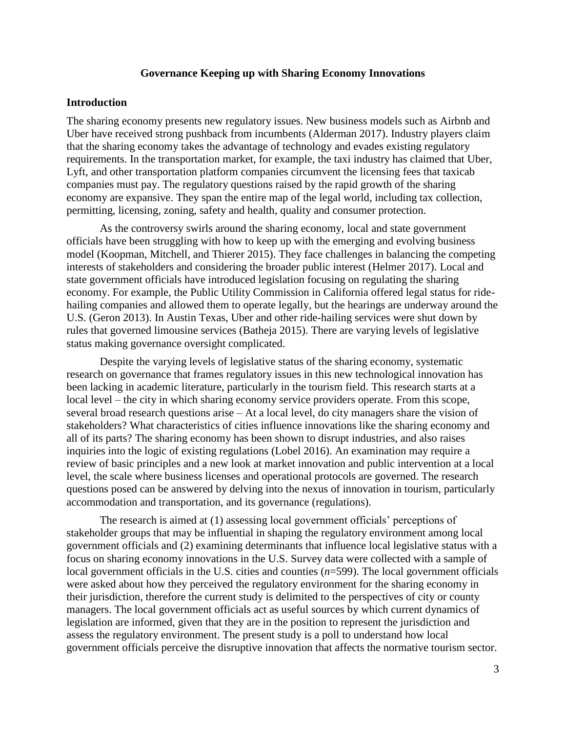**Governance Keeping up with Sharing Economy Innovations**

## Introduction

The sharing economy presents new regulatory issues. New business models such as Airbnb and Uber have received strong pushback from incumbents (Alderman 2017). Industry players claim that the sharing economy takes the advantage of technology and evades existing regulatory requirements. In the transportation market, for example, the taxi industry has claimed that Uber, Lyft, and other transportation platform companies circumvent the licensing fees that taxicab companies must pay. The regulatory questions raised by the rapid growth of the sharing economy are expansive. They span the entire map of the legal world, including tax collection, permitting, licensing, zoning, safety and health, quality and consumer protection.

As the controversy swirls around the sharing economy, local and state government officials have been struggling with how to keep up with the emerging and evolving business model (Koopman, Mitchell, and Thierer 2015). They face challenges in balancing the competing interests of stakeholders and considering the broader public interest (Helmer 2017). Local and state government officials have introduced legislation focusing on regulating the sharing economy. For example, the Public Utility Commission in California offered legal status for ride-hailing companies and allowed them to operate legally, but the hearings are underway around the U.S. (Geron 2013). In Austin Texas, Uber and other ride-hailing services were shut down by rules that governed limousine services (Batheja 2015). There are varying levels of legislative status making governance oversight complicated.

Despite the varying levels of legislative status of the sharing economy, systematic research on governance that frames regulatory issues in this new technological innovation has been lacking in academic literature, particularly in the tourism field. This research starts at a local level – the city in which sharing economy service providers operate. From this scope, several broad research questions arise – At a local level, do city managers share the vision of stakeholders? What characteristics of cities influence innovations like the sharing economy and all of its parts? The sharing economy has been shown to disrupt industries, and also raises inquiries into the logic of existing regulations (Lobel 2016). An examination may require a review of basic principles and a new look at market innovation and public intervention at a local level, the scale where business licenses and operational protocols are governed. The research questions posed can be answered by delving into the nexus of innovation in tourism, particularly accommodation and transportation, and its governance (regulations).

The research is aimed at (1) assessing local government officials' perceptions of stakeholder groups that may be influential in shaping the regulatory environment among local government officials and (2) examining determinants that influence local legislative status with a focus on sharing economy innovations in the U.S. Survey data were collected with a sample of local government officials in the U.S. cities and counties (*n*=599). The local government officials were asked about how they perceived the regulatory environment for the sharing economy in their jurisdiction, therefore the current study is delimited to the perspectives of city or county managers. The local government officials act as useful sources by which current dynamics of legislation are informed, given that they are in the position to represent the jurisdiction and assess the regulatory environment. The present study is a poll to understand how local government officials perceive the disruptive innovation that affects the normative tourism sector.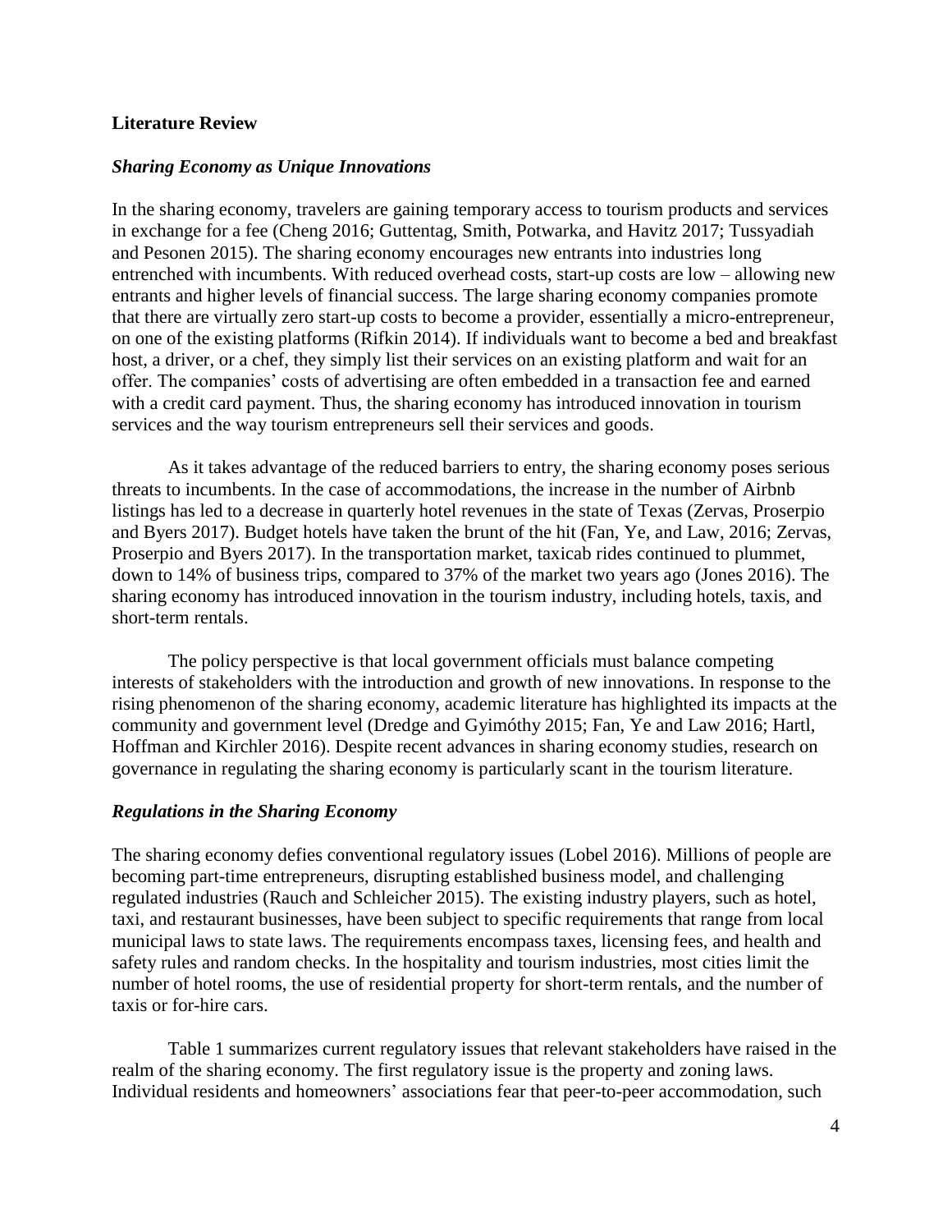## Literature Review

### *Sharing Economy as Unique Innovations*

In the sharing economy, travelers are gaining temporary access to tourism products and services in exchange for a fee (Cheng 2016; Guttentag, Smith, Potwarka, and Havitz 2017; Tussyadiah and Pesonen 2015). The sharing economy encourages new entrants into industries long entrenched with incumbents. With reduced overhead costs, start-up costs are low – allowing new entrants and higher levels of financial success. The large sharing economy companies promote that there are virtually zero start-up costs to become a provider, essentially a micro-entrepreneur, on one of the existing platforms (Rifkin 2014). If individuals want to become a bed and breakfast host, a driver, or a chef, they simply list their services on an existing platform and wait for an offer. The companies' costs of advertising are often embedded in a transaction fee and earned with a credit card payment. Thus, the sharing economy has introduced innovation in tourism services and the way tourism entrepreneurs sell their services and goods.

As it takes advantage of the reduced barriers to entry, the sharing economy poses serious threats to incumbents. In the case of accommodations, the increase in the number of Airbnb listings has led to a decrease in quarterly hotel revenues in the state of Texas (Zervas, Proserpio and Byers 2017). Budget hotels have taken the brunt of the hit (Fan, Ye, and Law, 2016; Zervas, Proserpio and Byers 2017). In the transportation market, taxicab rides continued to plummet, down to 14% of business trips, compared to 37% of the market two years ago (Jones 2016). The sharing economy has introduced innovation in the tourism industry, including hotels, taxis, and short-term rentals.

The policy perspective is that local government officials must balance competing interests of stakeholders with the introduction and growth of new innovations. In response to the rising phenomenon of the sharing economy, academic literature has highlighted its impacts at the community and government level (Dredge and Gyimóthy 2015; Fan, Ye and Law 2016; Hartl, Hoffman and Kirchler 2016). Despite recent advances in sharing economy studies, research on governance in regulating the sharing economy is particularly scant in the tourism literature.

### *Regulations in the Sharing Economy*

The sharing economy defies conventional regulatory issues (Lobel 2016). Millions of people are becoming part-time entrepreneurs, disrupting established business model, and challenging regulated industries (Rauch and Schleicher 2015). The existing industry players, such as hotel, taxi, and restaurant businesses, have been subject to specific requirements that range from local municipal laws to state laws. The requirements encompass taxes, licensing fees, and health and safety rules and random checks. In the hospitality and tourism industries, most cities limit the number of hotel rooms, the use of residential property for short-term rentals, and the number of taxis or for-hire cars.

Table 1 summarizes current regulatory issues that relevant stakeholders have raised in the realm of the sharing economy. The first regulatory issue is the property and zoning laws. Individual residents and homeowners' associations fear that peer-to-peer accommodation, such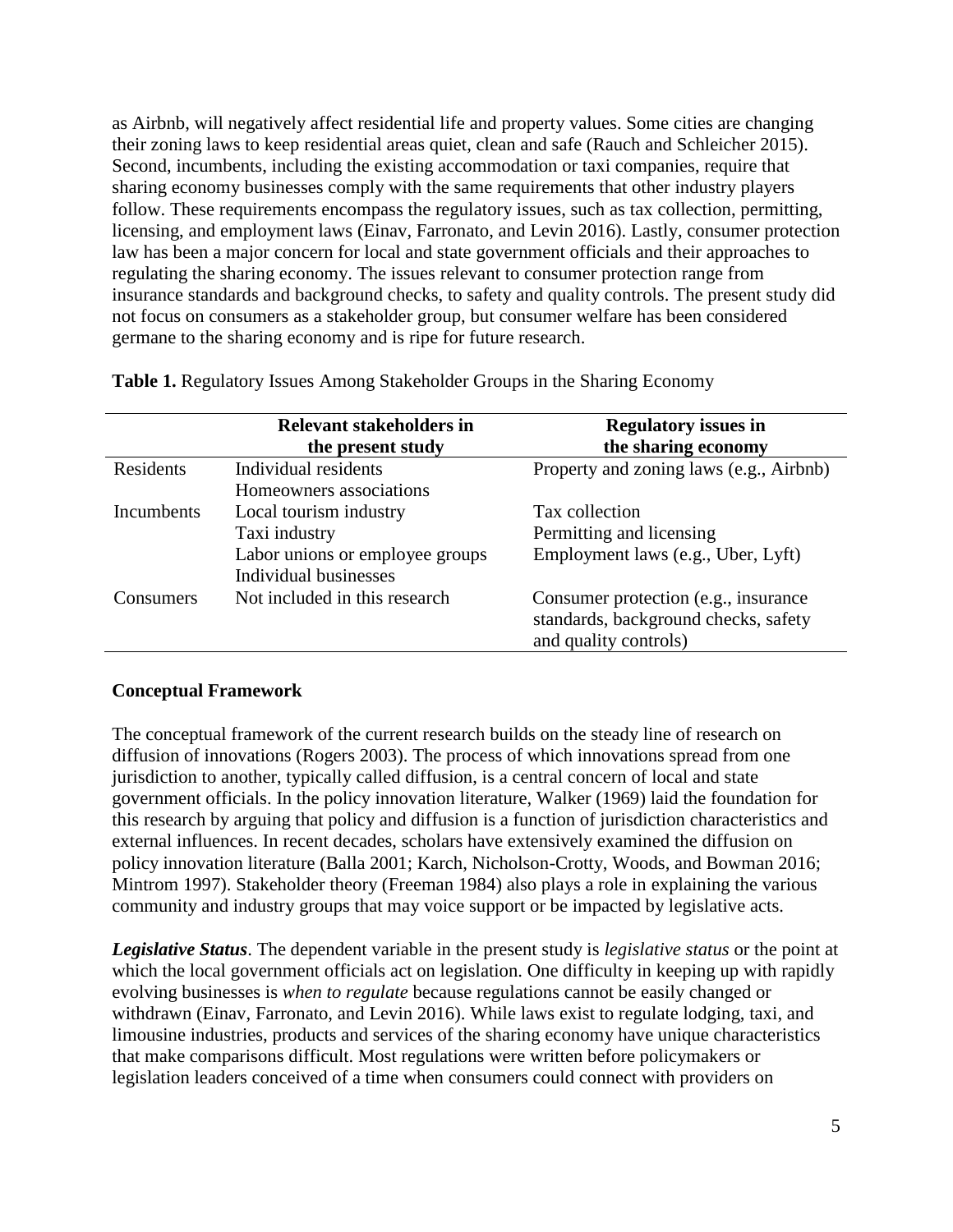as Airbnb, will negatively affect residential life and property values. Some cities are changing their zoning laws to keep residential areas quiet, clean and safe (Rauch and Schleicher 2015). Second, incumbents, including the existing accommodation or taxi companies, require that sharing economy businesses comply with the same requirements that other industry players follow. These requirements encompass the regulatory issues, such as tax collection, permitting, licensing, and employment laws (Einav, Farronato, and Levin 2016). Lastly, consumer protection law has been a major concern for local and state government officials and their approaches to regulating the sharing economy. The issues relevant to consumer protection range from insurance standards and background checks, to safety and quality controls. The present study did not focus on consumers as a stakeholder group, but consumer welfare has been considered germane to the sharing economy and is ripe for future research.

**Table 1.** Regulatory Issues Among Stakeholder Groups in the Sharing Economy

| | Relevant stakeholders in the present study | Regulatory issues in the sharing economy |
|---|---|---|
| Residents | Individual residents<br>Homeowners associations | Property and zoning laws (e.g., Airbnb) |
| Incumbents | Local tourism industry<br>Taxi industry<br>Labor unions or employee groups<br>Individual businesses | Tax collection<br>Permitting and licensing<br>Employment laws (e.g., Uber, Lyft) |
| Consumers | Not included in this research | Consumer protection (e.g., insurance standards, background checks, safety and quality controls) |

**Conceptual Framework**

The conceptual framework of the current research builds on the steady line of research on diffusion of innovations (Rogers 2003). The process of which innovations spread from one jurisdiction to another, typically called diffusion, is a central concern of local and state government officials. In the policy innovation literature, Walker (1969) laid the foundation for this research by arguing that policy and diffusion is a function of jurisdiction characteristics and external influences. In recent decades, scholars have extensively examined the diffusion on policy innovation literature (Balla 2001; Karch, Nicholson-Crotty, Woods, and Bowman 2016; Mintrom 1997). Stakeholder theory (Freeman 1984) also plays a role in explaining the various community and industry groups that may voice support or be impacted by legislative acts.

***Legislative Status***. The dependent variable in the present study is *legislative status* or the point at which the local government officials act on legislation. One difficulty in keeping up with rapidly evolving businesses is *when to regulate* because regulations cannot be easily changed or withdrawn (Einav, Farronato, and Levin 2016). While laws exist to regulate lodging, taxi, and limousine industries, products and services of the sharing economy have unique characteristics that make comparisons difficult. Most regulations were written before policymakers or legislation leaders conceived of a time when consumers could connect with providers on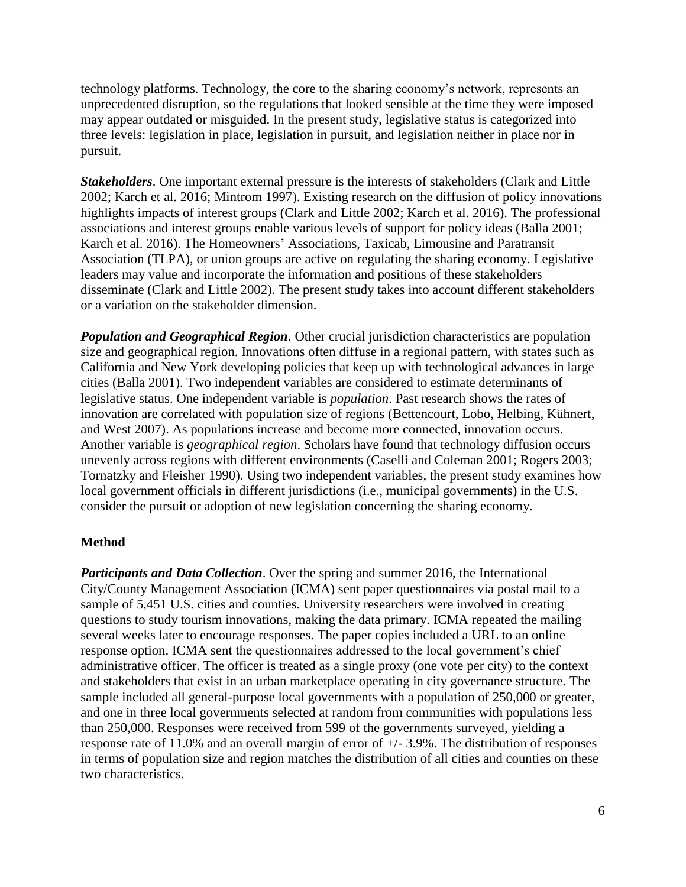technology platforms. Technology, the core to the sharing economy's network, represents an unprecedented disruption, so the regulations that looked sensible at the time they were imposed may appear outdated or misguided. In the present study, legislative status is categorized into three levels: legislation in place, legislation in pursuit, and legislation neither in place nor in pursuit.

***Stakeholders***. One important external pressure is the interests of stakeholders (Clark and Little 2002; Karch et al. 2016; Mintrom 1997). Existing research on the diffusion of policy innovations highlights impacts of interest groups (Clark and Little 2002; Karch et al. 2016). The professional associations and interest groups enable various levels of support for policy ideas (Balla 2001; Karch et al. 2016). The Homeowners' Associations, Taxicab, Limousine and Paratransit Association (TLPA), or union groups are active on regulating the sharing economy. Legislative leaders may value and incorporate the information and positions of these stakeholders disseminate (Clark and Little 2002). The present study takes into account different stakeholders or a variation on the stakeholder dimension.

***Population and Geographical Region***. Other crucial jurisdiction characteristics are population size and geographical region. Innovations often diffuse in a regional pattern, with states such as California and New York developing policies that keep up with technological advances in large cities (Balla 2001). Two independent variables are considered to estimate determinants of legislative status. One independent variable is *population*. Past research shows the rates of innovation are correlated with population size of regions (Bettencourt, Lobo, Helbing, Kühnert, and West 2007). As populations increase and become more connected, innovation occurs. Another variable is *geographical region*. Scholars have found that technology diffusion occurs unevenly across regions with different environments (Caselli and Coleman 2001; Rogers 2003; Tornatzky and Fleisher 1990). Using two independent variables, the present study examines how local government officials in different jurisdictions (i.e., municipal governments) in the U.S. consider the pursuit or adoption of new legislation concerning the sharing economy.

## Method

***Participants and Data Collection***. Over the spring and summer 2016, the International City/County Management Association (ICMA) sent paper questionnaires via postal mail to a sample of 5,451 U.S. cities and counties. University researchers were involved in creating questions to study tourism innovations, making the data primary. ICMA repeated the mailing several weeks later to encourage responses. The paper copies included a URL to an online response option. ICMA sent the questionnaires addressed to the local government's chief administrative officer. The officer is treated as a single proxy (one vote per city) to the context and stakeholders that exist in an urban marketplace operating in city governance structure. The sample included all general-purpose local governments with a population of 250,000 or greater, and one in three local governments selected at random from communities with populations less than 250,000. Responses were received from 599 of the governments surveyed, yielding a response rate of 11.0% and an overall margin of error of +/- 3.9%. The distribution of responses in terms of population size and region matches the distribution of all cities and counties on these two characteristics.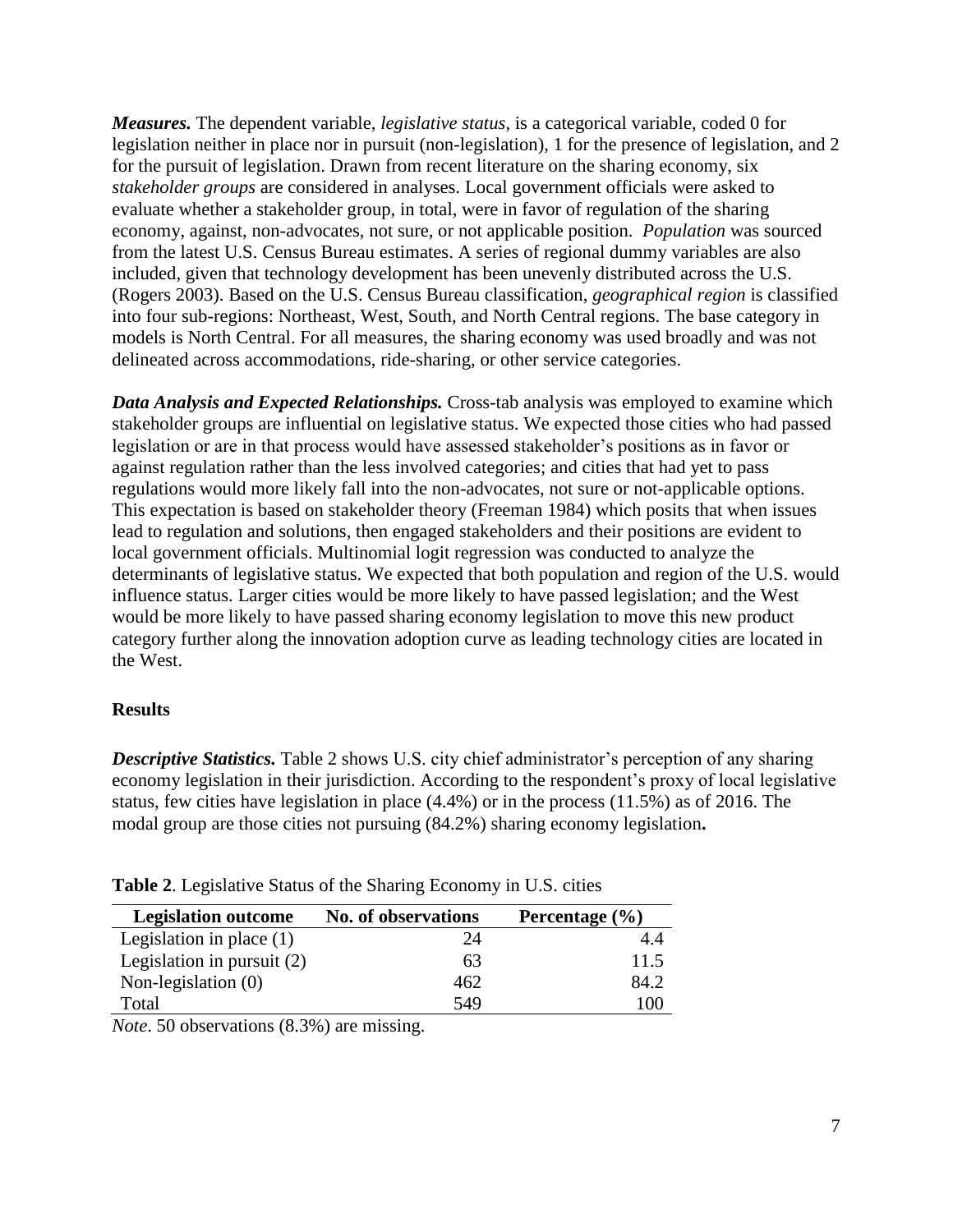***Measures.*** The dependent variable, *legislative status*, is a categorical variable, coded 0 for legislation neither in place nor in pursuit (non-legislation), 1 for the presence of legislation, and 2 for the pursuit of legislation. Drawn from recent literature on the sharing economy, six *stakeholder groups* are considered in analyses. Local government officials were asked to evaluate whether a stakeholder group, in total, were in favor of regulation of the sharing economy, against, non-advocates, not sure, or not applicable position. *Population* was sourced from the latest U.S. Census Bureau estimates. A series of regional dummy variables are also included, given that technology development has been unevenly distributed across the U.S. (Rogers 2003). Based on the U.S. Census Bureau classification, *geographical region* is classified into four sub-regions: Northeast, West, South, and North Central regions. The base category in models is North Central. For all measures, the sharing economy was used broadly and was not delineated across accommodations, ride-sharing, or other service categories.

***Data Analysis and Expected Relationships.*** Cross-tab analysis was employed to examine which stakeholder groups are influential on legislative status. We expected those cities who had passed legislation or are in that process would have assessed stakeholder's positions as in favor or against regulation rather than the less involved categories; and cities that had yet to pass regulations would more likely fall into the non-advocates, not sure or not-applicable options. This expectation is based on stakeholder theory (Freeman 1984) which posits that when issues lead to regulation and solutions, then engaged stakeholders and their positions are evident to local government officials. Multinomial logit regression was conducted to analyze the determinants of legislative status. We expected that both population and region of the U.S. would influence status. Larger cities would be more likely to have passed legislation; and the West would be more likely to have passed sharing economy legislation to move this new product category further along the innovation adoption curve as leading technology cities are located in the West.

## Results

***Descriptive Statistics.*** Table 2 shows U.S. city chief administrator's perception of any sharing economy legislation in their jurisdiction. According to the respondent's proxy of local legislative status, few cities have legislation in place (4.4%) or in the process (11.5%) as of 2016. The modal group are those cities not pursuing (84.2%) sharing economy legislation**.**

**Table 2**. Legislative Status of the Sharing Economy in U.S. cities

| Legislation outcome | No. of observations | Percentage (%) |
|---|---|---|
| Legislation in place (1) | 24 | 4.4 |
| Legislation in pursuit (2) | 63 | 11.5 |
| Non-legislation (0) | 462 | 84.2 |
| Total | 549 | 100 |

*Note*. 50 observations (8.3%) are missing.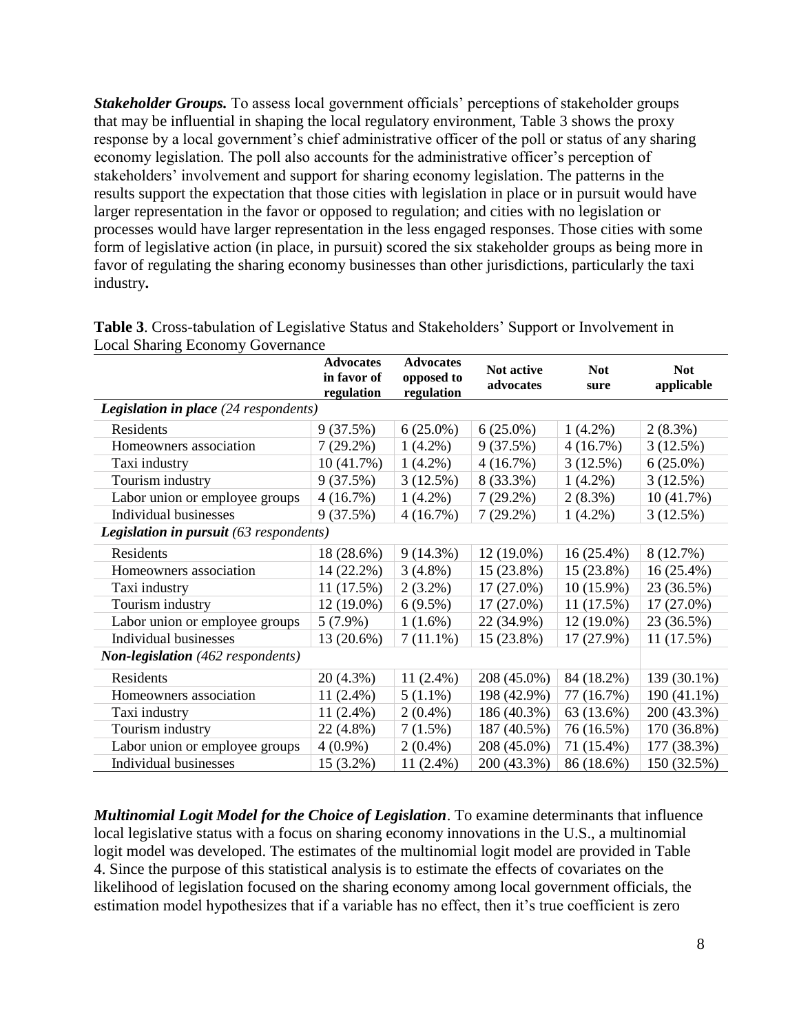***Stakeholder Groups.*** To assess local government officials' perceptions of stakeholder groups that may be influential in shaping the local regulatory environment, Table 3 shows the proxy response by a local government's chief administrative officer of the poll or status of any sharing economy legislation. The poll also accounts for the administrative officer's perception of stakeholders' involvement and support for sharing economy legislation. The patterns in the results support the expectation that those cities with legislation in place or in pursuit would have larger representation in the favor or opposed to regulation; and cities with no legislation or processes would have larger representation in the less engaged responses. Those cities with some form of legislative action (in place, in pursuit) scored the six stakeholder groups as being more in favor of regulating the sharing economy businesses than other jurisdictions, particularly the taxi industry**.**

**Table 3**. Cross-tabulation of Legislative Status and Stakeholders' Support or Involvement in Local Sharing Economy Governance

| | Advocates in favor of regulation | Advocates opposed to regulation | Not active advocates | Not sure | Not applicable |
|---|---|---|---|---|---|
| ***Legislation in place** (24 respondents)* | | | | | |
| Residents | 9 (37.5%) | 6 (25.0%) | 6 (25.0%) | 1 (4.2%) | 2 (8.3%) |
| Homeowners association | 7 (29.2%) | 1 (4.2%) | 9 (37.5%) | 4 (16.7%) | 3 (12.5%) |
| Taxi industry | 10 (41.7%) | 1 (4.2%) | 4 (16.7%) | 3 (12.5%) | 6 (25.0%) |
| Tourism industry | 9 (37.5%) | 3 (12.5%) | 8 (33.3%) | 1 (4.2%) | 3 (12.5%) |
| Labor union or employee groups | 4 (16.7%) | 1 (4.2%) | 7 (29.2%) | 2 (8.3%) | 10 (41.7%) |
| Individual businesses | 9 (37.5%) | 4 (16.7%) | 7 (29.2%) | 1 (4.2%) | 3 (12.5%) |
| ***Legislation in pursuit** (63 respondents)* | | | | | |
| Residents | 18 (28.6%) | 9 (14.3%) | 12 (19.0%) | 16 (25.4%) | 8 (12.7%) |
| Homeowners association | 14 (22.2%) | 3 (4.8%) | 15 (23.8%) | 15 (23.8%) | 16 (25.4%) |
| Taxi industry | 11 (17.5%) | 2 (3.2%) | 17 (27.0%) | 10 (15.9%) | 23 (36.5%) |
| Tourism industry | 12 (19.0%) | 6 (9.5%) | 17 (27.0%) | 11 (17.5%) | 17 (27.0%) |
| Labor union or employee groups | 5 (7.9%) | 1 (1.6%) | 22 (34.9%) | 12 (19.0%) | 23 (36.5%) |
| Individual businesses | 13 (20.6%) | 7 (11.1%) | 15 (23.8%) | 17 (27.9%) | 11 (17.5%) |
| ***Non-legislation** (462 respondents)* | | | | | |
| Residents | 20 (4.3%) | 11 (2.4%) | 208 (45.0%) | 84 (18.2%) | 139 (30.1%) |
| Homeowners association | 11 (2.4%) | 5 (1.1%) | 198 (42.9%) | 77 (16.7%) | 190 (41.1%) |
| Taxi industry | 11 (2.4%) | 2 (0.4%) | 186 (40.3%) | 63 (13.6%) | 200 (43.3%) |
| Tourism industry | 22 (4.8%) | 7 (1.5%) | 187 (40.5%) | 76 (16.5%) | 170 (36.8%) |
| Labor union or employee groups | 4 (0.9%) | 2 (0.4%) | 208 (45.0%) | 71 (15.4%) | 177 (38.3%) |
| Individual businesses | 15 (3.2%) | 11 (2.4%) | 200 (43.3%) | 86 (18.6%) | 150 (32.5%) |

***Multinomial Logit Model for the Choice of Legislation***. To examine determinants that influence local legislative status with a focus on sharing economy innovations in the U.S., a multinomial logit model was developed. The estimates of the multinomial logit model are provided in Table 4. Since the purpose of this statistical analysis is to estimate the effects of covariates on the likelihood of legislation focused on the sharing economy among local government officials, the estimation model hypothesizes that if a variable has no effect, then it's true coefficient is zero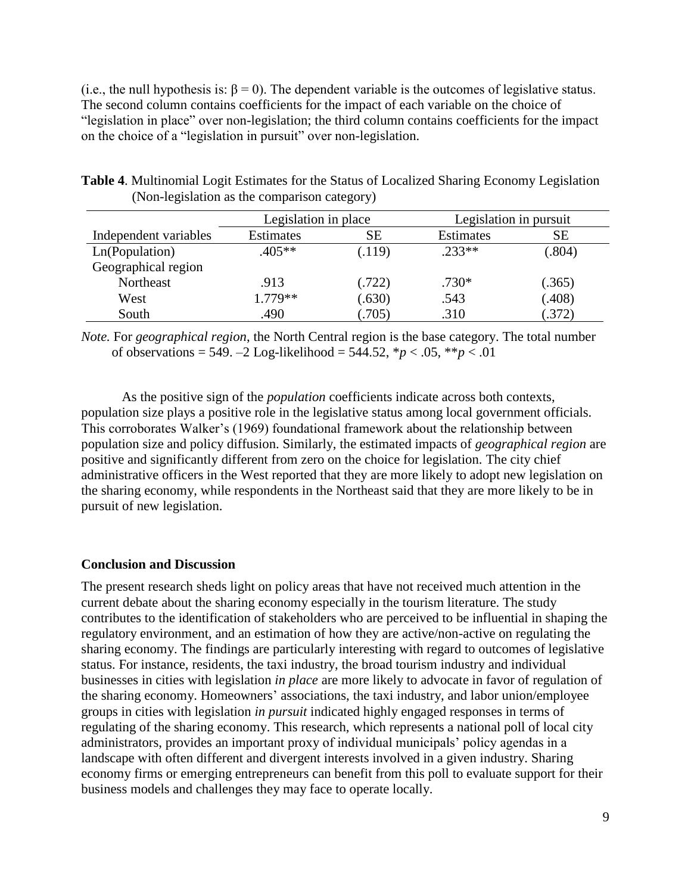(i.e., the null hypothesis is: $\beta = 0$). The dependent variable is the outcomes of legislative status. The second column contains coefficients for the impact of each variable on the choice of "legislation in place" over non-legislation; the third column contains coefficients for the impact on the choice of a "legislation in pursuit" over non-legislation.

**Table 4**. Multinomial Logit Estimates for the Status of Localized Sharing Economy Legislation (Non-legislation as the comparison category)

| | Legislation in place | | Legislation in pursuit | |
|---|---|---|---|---|
| Independent variables | Estimates | SE | Estimates | SE |
| Ln(Population) | .405** | (.119) | .233** | (.804) |
| Geographical region | | | | |
| Northeast | .913 | (.722) | .730* | (.365) |
| West | 1.779** | (.630) | .543 | (.408) |
| South | .490 | (.705) | .310 | (.372) |

*Note.* For *geographical region*, the North Central region is the base category. The total number of observations = 549. –2 Log-likelihood = 544.52, *$p < .05$, **$p < .01$

As the positive sign of the *population* coefficients indicate across both contexts, population size plays a positive role in the legislative status among local government officials. This corroborates Walker's (1969) foundational framework about the relationship between population size and policy diffusion. Similarly, the estimated impacts of *geographical region* are positive and significantly different from zero on the choice for legislation. The city chief administrative officers in the West reported that they are more likely to adopt new legislation on the sharing economy, while respondents in the Northeast said that they are more likely to be in pursuit of new legislation.

## Conclusion and Discussion

The present research sheds light on policy areas that have not received much attention in the current debate about the sharing economy especially in the tourism literature. The study contributes to the identification of stakeholders who are perceived to be influential in shaping the regulatory environment, and an estimation of how they are active/non-active on regulating the sharing economy. The findings are particularly interesting with regard to outcomes of legislative status. For instance, residents, the taxi industry, the broad tourism industry and individual businesses in cities with legislation *in place* are more likely to advocate in favor of regulation of the sharing economy. Homeowners' associations, the taxi industry, and labor union/employee groups in cities with legislation *in pursuit* indicated highly engaged responses in terms of regulating of the sharing economy. This research, which represents a national poll of local city administrators, provides an important proxy of individual municipals' policy agendas in a landscape with often different and divergent interests involved in a given industry. Sharing economy firms or emerging entrepreneurs can benefit from this poll to evaluate support for their business models and challenges they may face to operate locally.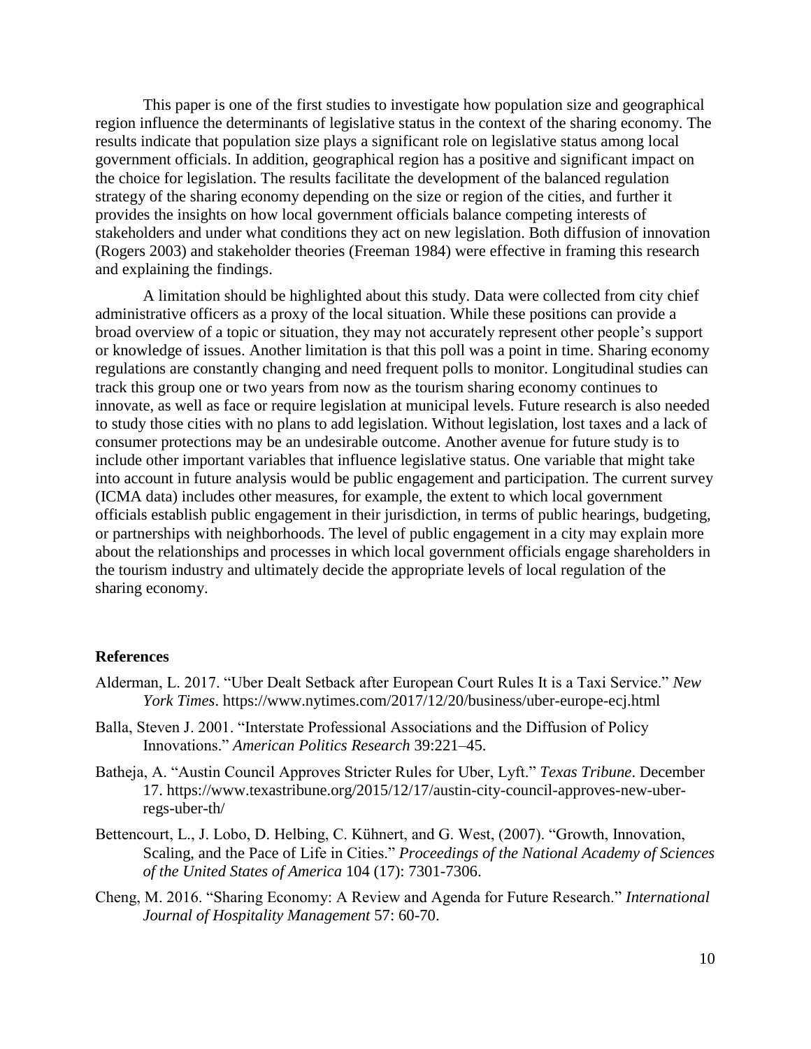This paper is one of the first studies to investigate how population size and geographical region influence the determinants of legislative status in the context of the sharing economy. The results indicate that population size plays a significant role on legislative status among local government officials. In addition, geographical region has a positive and significant impact on the choice for legislation. The results facilitate the development of the balanced regulation strategy of the sharing economy depending on the size or region of the cities, and further it provides the insights on how local government officials balance competing interests of stakeholders and under what conditions they act on new legislation. Both diffusion of innovation (Rogers 2003) and stakeholder theories (Freeman 1984) were effective in framing this research and explaining the findings.

A limitation should be highlighted about this study. Data were collected from city chief administrative officers as a proxy of the local situation. While these positions can provide a broad overview of a topic or situation, they may not accurately represent other people's support or knowledge of issues. Another limitation is that this poll was a point in time. Sharing economy regulations are constantly changing and need frequent polls to monitor. Longitudinal studies can track this group one or two years from now as the tourism sharing economy continues to innovate, as well as face or require legislation at municipal levels. Future research is also needed to study those cities with no plans to add legislation. Without legislation, lost taxes and a lack of consumer protections may be an undesirable outcome. Another avenue for future study is to include other important variables that influence legislative status. One variable that might take into account in future analysis would be public engagement and participation. The current survey (ICMA data) includes other measures, for example, the extent to which local government officials establish public engagement in their jurisdiction, in terms of public hearings, budgeting, or partnerships with neighborhoods. The level of public engagement in a city may explain more about the relationships and processes in which local government officials engage shareholders in the tourism industry and ultimately decide the appropriate levels of local regulation of the sharing economy.

### References

Alderman, L. 2017. "Uber Dealt Setback after European Court Rules It is a Taxi Service." *New York Times*. https://www.nytimes.com/2017/12/20/business/uber-europe-ecj.html

Balla, Steven J. 2001. "Interstate Professional Associations and the Diffusion of Policy Innovations." *American Politics Research* 39:221–45.

Batheja, A. "Austin Council Approves Stricter Rules for Uber, Lyft." *Texas Tribune*. December 17. https://www.texastribune.org/2015/12/17/austin-city-council-approves-new-uber-regs-uber-th/

Bettencourt, L., J. Lobo, D. Helbing, C. Kühnert, and G. West, (2007). "Growth, Innovation, Scaling, and the Pace of Life in Cities." *Proceedings of the National Academy of Sciences of the United States of America* 104 (17): 7301-7306.

Cheng, M. 2016. "Sharing Economy: A Review and Agenda for Future Research." *International Journal of Hospitality Management* 57: 60-70.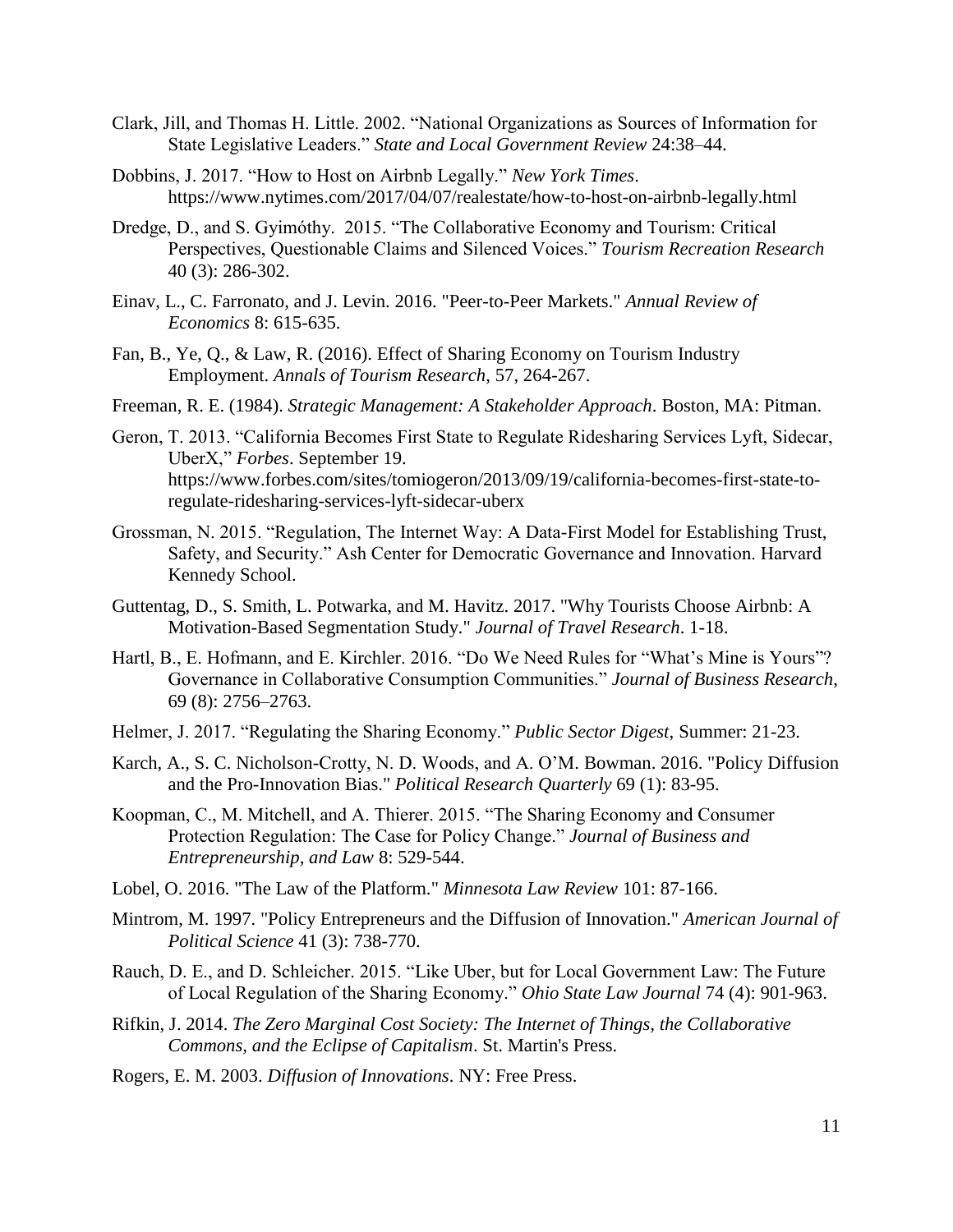Clark, Jill, and Thomas H. Little. 2002. "National Organizations as Sources of Information for State Legislative Leaders." *State and Local Government Review* 24:38–44.

Dobbins, J. 2017. "How to Host on Airbnb Legally." *New York Times*. https://www.nytimes.com/2017/04/07/realestate/how-to-host-on-airbnb-legally.html

Dredge, D., and S. Gyimóthy. 2015. "The Collaborative Economy and Tourism: Critical Perspectives, Questionable Claims and Silenced Voices." *Tourism Recreation Research* 40 (3): 286-302.

Einav, L., C. Farronato, and J. Levin. 2016. "Peer-to-Peer Markets." *Annual Review of Economics* 8: 615-635.

Fan, B., Ye, Q., & Law, R. (2016). Effect of Sharing Economy on Tourism Industry Employment. *Annals of Tourism Research*, 57, 264-267.

Freeman, R. E. (1984). *Strategic Management: A Stakeholder Approach*. Boston, MA: Pitman.

Geron, T. 2013. "California Becomes First State to Regulate Ridesharing Services Lyft, Sidecar, UberX," *Forbes*. September 19. https://www.forbes.com/sites/tomiogeron/2013/09/19/california-becomes-first-state-to-regulate-ridesharing-services-lyft-sidecar-uberx

Grossman, N. 2015. "Regulation, The Internet Way: A Data-First Model for Establishing Trust, Safety, and Security." Ash Center for Democratic Governance and Innovation. Harvard Kennedy School.

Guttentag, D., S. Smith, L. Potwarka, and M. Havitz. 2017. "Why Tourists Choose Airbnb: A Motivation-Based Segmentation Study." *Journal of Travel Research*. 1-18.

Hartl, B., E. Hofmann, and E. Kirchler. 2016. "Do We Need Rules for "What's Mine is Yours"? Governance in Collaborative Consumption Communities." *Journal of Business Research*, 69 (8): 2756–2763.

Helmer, J. 2017. "Regulating the Sharing Economy." *Public Sector Digest*, Summer: 21-23.

Karch, A., S. C. Nicholson-Crotty, N. D. Woods, and A. O'M. Bowman. 2016. "Policy Diffusion and the Pro-Innovation Bias." *Political Research Quarterly* 69 (1): 83-95.

Koopman, C., M. Mitchell, and A. Thierer. 2015. "The Sharing Economy and Consumer Protection Regulation: The Case for Policy Change." *Journal of Business and Entrepreneurship, and Law* 8: 529-544.

Lobel, O. 2016. "The Law of the Platform." *Minnesota Law Review* 101: 87-166.

Mintrom, M. 1997. "Policy Entrepreneurs and the Diffusion of Innovation." *American Journal of Political Science* 41 (3): 738-770.

Rauch, D. E., and D. Schleicher. 2015. "Like Uber, but for Local Government Law: The Future of Local Regulation of the Sharing Economy." *Ohio State Law Journal* 74 (4): 901-963.

Rifkin, J. 2014. *The Zero Marginal Cost Society: The Internet of Things, the Collaborative Commons, and the Eclipse of Capitalism*. St. Martin's Press.

Rogers, E. M. 2003. *Diffusion of Innovations*. NY: Free Press.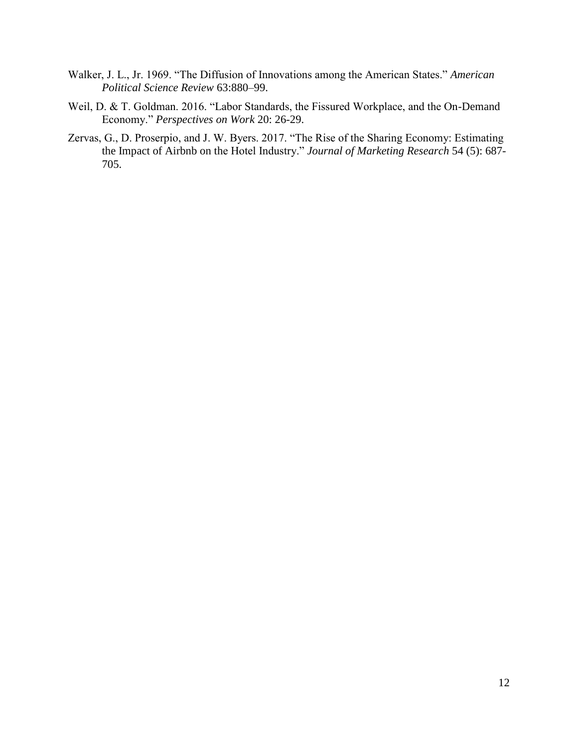Walker, J. L., Jr. 1969. "The Diffusion of Innovations among the American States." *American Political Science Review* 63:880–99.

Weil, D. & T. Goldman. 2016. "Labor Standards, the Fissured Workplace, and the On-Demand Economy." *Perspectives on Work* 20: 26-29.

Zervas, G., D. Proserpio, and J. W. Byers. 2017. "The Rise of the Sharing Economy: Estimating the Impact of Airbnb on the Hotel Industry." *Journal of Marketing Research* 54 (5): 687-705.